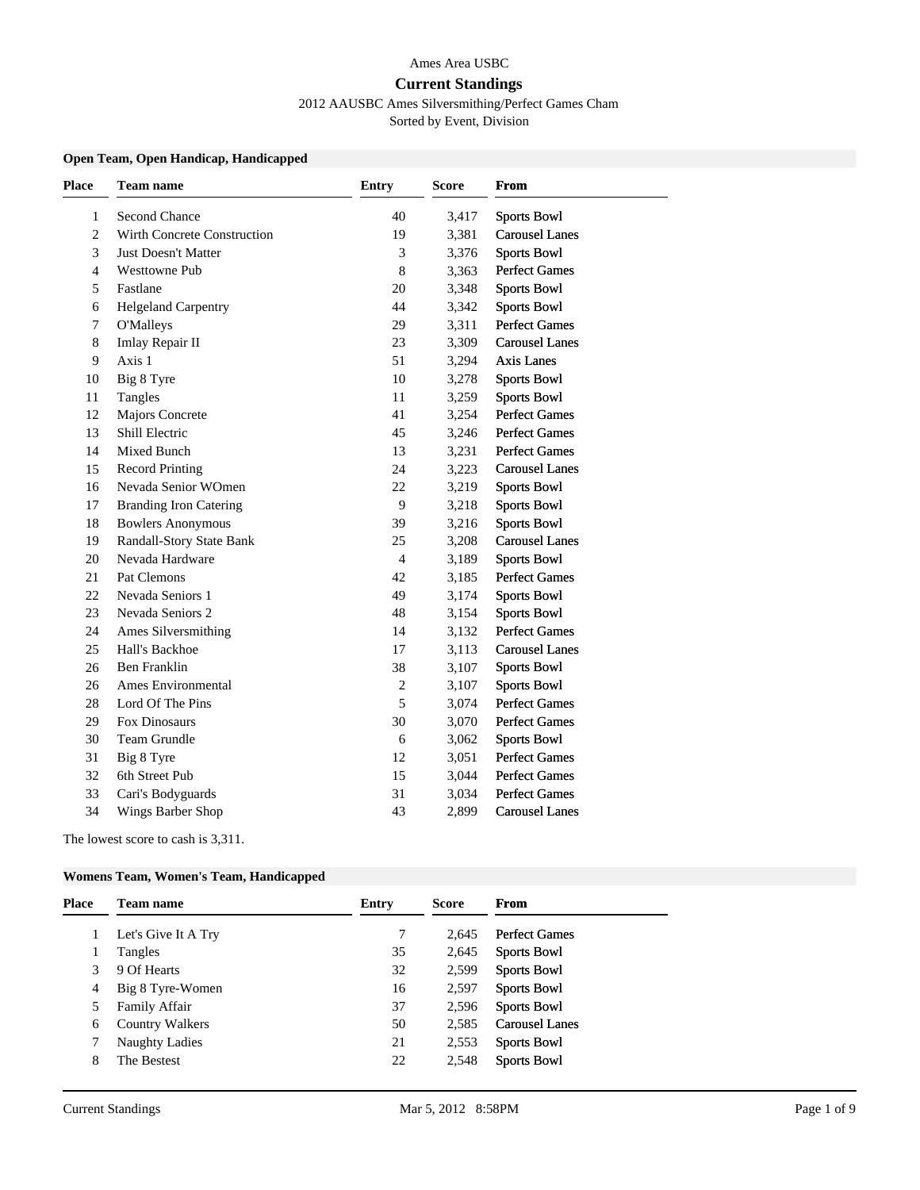Ames Area USBC

# Current Standings

2012 AAUSBC Ames Silversmithing/Perfect Games Cham

Sorted by Event, Division

### Open Team, Open Handicap, Handicapped

| Place | Team name | Entry | Score | From |
|---|---|---|---|---|
| 1 | Second Chance | 40 | 3,417 | Sports Bowl |
| 2 | Wirth Concrete Construction | 19 | 3,381 | Carousel Lanes |
| 3 | Just Doesn't Matter | 3 | 3,376 | Sports Bowl |
| 4 | Westtowne Pub | 8 | 3,363 | Perfect Games |
| 5 | Fastlane | 20 | 3,348 | Sports Bowl |
| 6 | Helgeland Carpentry | 44 | 3,342 | Sports Bowl |
| 7 | O'Malleys | 29 | 3,311 | Perfect Games |
| 8 | Imlay Repair II | 23 | 3,309 | Carousel Lanes |
| 9 | Axis 1 | 51 | 3,294 | Axis Lanes |
| 10 | Big 8 Tyre | 10 | 3,278 | Sports Bowl |
| 11 | Tangles | 11 | 3,259 | Sports Bowl |
| 12 | Majors Concrete | 41 | 3,254 | Perfect Games |
| 13 | Shill Electric | 45 | 3,246 | Perfect Games |
| 14 | Mixed Bunch | 13 | 3,231 | Perfect Games |
| 15 | Record Printing | 24 | 3,223 | Carousel Lanes |
| 16 | Nevada Senior WOmen | 22 | 3,219 | Sports Bowl |
| 17 | Branding Iron Catering | 9 | 3,218 | Sports Bowl |
| 18 | Bowlers Anonymous | 39 | 3,216 | Sports Bowl |
| 19 | Randall-Story State Bank | 25 | 3,208 | Carousel Lanes |
| 20 | Nevada Hardware | 4 | 3,189 | Sports Bowl |
| 21 | Pat Clemons | 42 | 3,185 | Perfect Games |
| 22 | Nevada Seniors 1 | 49 | 3,174 | Sports Bowl |
| 23 | Nevada Seniors 2 | 48 | 3,154 | Sports Bowl |
| 24 | Ames Silversmithing | 14 | 3,132 | Perfect Games |
| 25 | Hall's Backhoe | 17 | 3,113 | Carousel Lanes |
| 26 | Ben Franklin | 38 | 3,107 | Sports Bowl |
| 26 | Ames Environmental | 2 | 3,107 | Sports Bowl |
| 28 | Lord Of The Pins | 5 | 3,074 | Perfect Games |
| 29 | Fox Dinosaurs | 30 | 3,070 | Perfect Games |
| 30 | Team Grundle | 6 | 3,062 | Sports Bowl |
| 31 | Big 8 Tyre | 12 | 3,051 | Perfect Games |
| 32 | 6th Street Pub | 15 | 3,044 | Perfect Games |
| 33 | Cari's Bodyguards | 31 | 3,034 | Perfect Games |
| 34 | Wings Barber Shop | 43 | 2,899 | Carousel Lanes |

The lowest score to cash is 3,311.

### Womens Team, Women's Team, Handicapped

| Place | Team name | Entry | Score | From |
|---|---|---|---|---|
| 1 | Let's Give It A Try | 7 | 2,645 | Perfect Games |
| 1 | Tangles | 35 | 2,645 | Sports Bowl |
| 3 | 9 Of Hearts | 32 | 2,599 | Sports Bowl |
| 4 | Big 8 Tyre-Women | 16 | 2,597 | Sports Bowl |
| 5 | Family Affair | 37 | 2,596 | Sports Bowl |
| 6 | Country Walkers | 50 | 2,585 | Carousel Lanes |
| 7 | Naughty Ladies | 21 | 2,553 | Sports Bowl |
| 8 | The Bestest | 22 | 2,548 | Sports Bowl |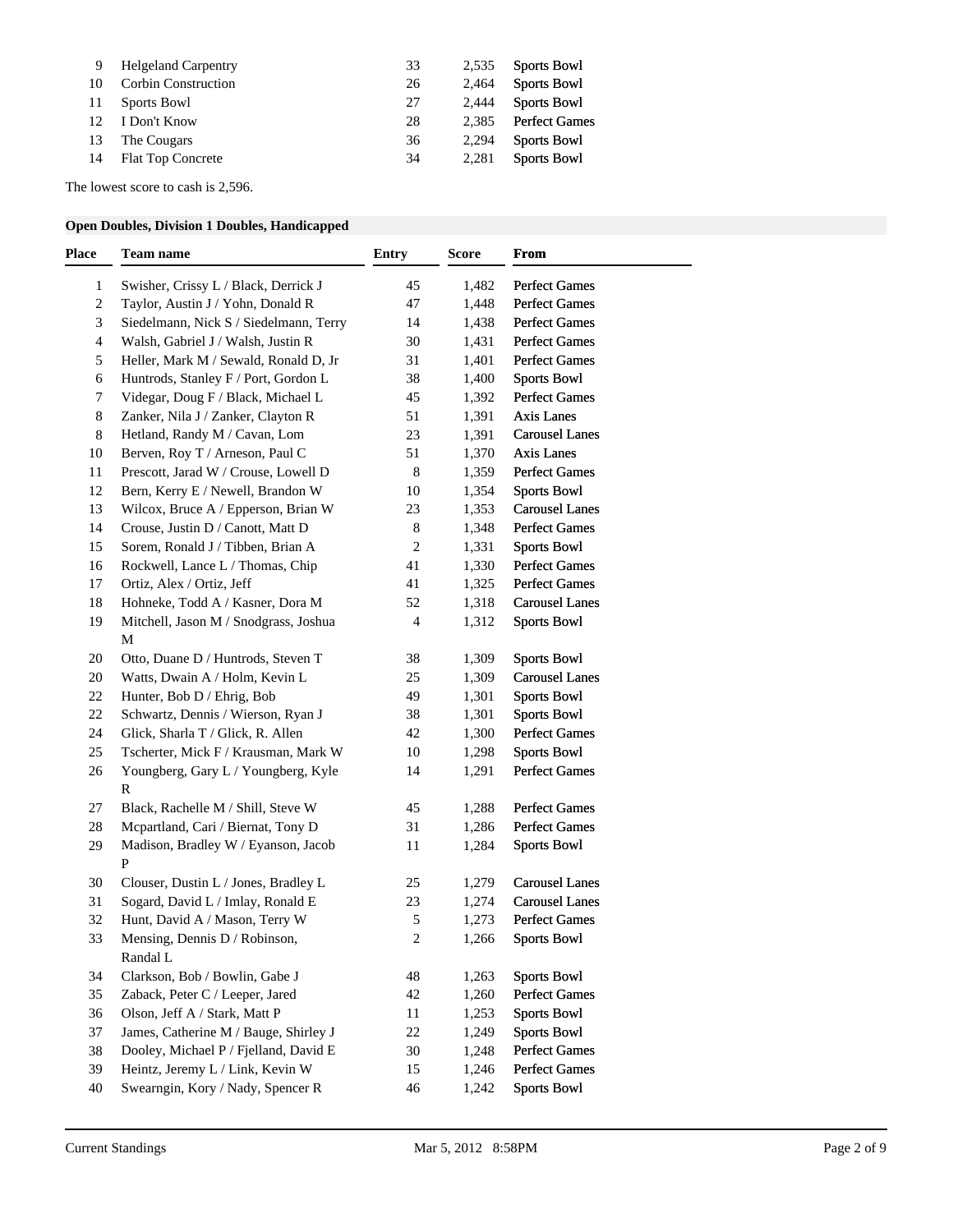| | | | | |
|---|---|---|---|---|
| 9 | Helgeland Carpentry | 33 | 2,535 | Sports Bowl |
| 10 | Corbin Construction | 26 | 2,464 | Sports Bowl |
| 11 | Sports Bowl | 27 | 2,444 | Sports Bowl |
| 12 | I Don't Know | 28 | 2,385 | Perfect Games |
| 13 | The Cougars | 36 | 2,294 | Sports Bowl |
| 14 | Flat Top Concrete | 34 | 2,281 | Sports Bowl |

The lowest score to cash is 2,596.

### Open Doubles, Division 1 Doubles, Handicapped

| Place | Team name | Entry | Score | From |
|---|---|---|---|---|
| 1 | Swisher, Crissy L / Black, Derrick J | 45 | 1,482 | Perfect Games |
| 2 | Taylor, Austin J / Yohn, Donald R | 47 | 1,448 | Perfect Games |
| 3 | Siedelmann, Nick S / Siedelmann, Terry | 14 | 1,438 | Perfect Games |
| 4 | Walsh, Gabriel J / Walsh, Justin R | 30 | 1,431 | Perfect Games |
| 5 | Heller, Mark M / Sewald, Ronald D, Jr | 31 | 1,401 | Perfect Games |
| 6 | Huntrods, Stanley F / Port, Gordon L | 38 | 1,400 | Sports Bowl |
| 7 | Videgar, Doug F / Black, Michael L | 45 | 1,392 | Perfect Games |
| 8 | Zanker, Nila J / Zanker, Clayton R | 51 | 1,391 | Axis Lanes |
| 8 | Hetland, Randy M / Cavan, Lom | 23 | 1,391 | Carousel Lanes |
| 10 | Berven, Roy T / Arneson, Paul C | 51 | 1,370 | Axis Lanes |
| 11 | Prescott, Jarad W / Crouse, Lowell D | 8 | 1,359 | Perfect Games |
| 12 | Bern, Kerry E / Newell, Brandon W | 10 | 1,354 | Sports Bowl |
| 13 | Wilcox, Bruce A / Epperson, Brian W | 23 | 1,353 | Carousel Lanes |
| 14 | Crouse, Justin D / Canott, Matt D | 8 | 1,348 | Perfect Games |
| 15 | Sorem, Ronald J / Tibben, Brian A | 2 | 1,331 | Sports Bowl |
| 16 | Rockwell, Lance L / Thomas, Chip | 41 | 1,330 | Perfect Games |
| 17 | Ortiz, Alex / Ortiz, Jeff | 41 | 1,325 | Perfect Games |
| 18 | Hohneke, Todd A / Kasner, Dora M | 52 | 1,318 | Carousel Lanes |
| 19 | Mitchell, Jason M / Snodgrass, Joshua M | 4 | 1,312 | Sports Bowl |
| 20 | Otto, Duane D / Huntrods, Steven T | 38 | 1,309 | Sports Bowl |
| 20 | Watts, Dwain A / Holm, Kevin L | 25 | 1,309 | Carousel Lanes |
| 22 | Hunter, Bob D / Ehrig, Bob | 49 | 1,301 | Sports Bowl |
| 22 | Schwartz, Dennis / Wierson, Ryan J | 38 | 1,301 | Sports Bowl |
| 24 | Glick, Sharla T / Glick, R. Allen | 42 | 1,300 | Perfect Games |
| 25 | Tscherter, Mick F / Krausman, Mark W | 10 | 1,298 | Sports Bowl |
| 26 | Youngberg, Gary L / Youngberg, Kyle R | 14 | 1,291 | Perfect Games |
| 27 | Black, Rachelle M / Shill, Steve W | 45 | 1,288 | Perfect Games |
| 28 | Mcpartland, Cari / Biernat, Tony D | 31 | 1,286 | Perfect Games |
| 29 | Madison, Bradley W / Eyanson, Jacob P | 11 | 1,284 | Sports Bowl |
| 30 | Clouser, Dustin L / Jones, Bradley L | 25 | 1,279 | Carousel Lanes |
| 31 | Sogard, David L / Imlay, Ronald E | 23 | 1,274 | Carousel Lanes |
| 32 | Hunt, David A / Mason, Terry W | 5 | 1,273 | Perfect Games |
| 33 | Mensing, Dennis D / Robinson, Randal L | 2 | 1,266 | Sports Bowl |
| 34 | Clarkson, Bob / Bowlin, Gabe J | 48 | 1,263 | Sports Bowl |
| 35 | Zaback, Peter C / Leeper, Jared | 42 | 1,260 | Perfect Games |
| 36 | Olson, Jeff A / Stark, Matt P | 11 | 1,253 | Sports Bowl |
| 37 | James, Catherine M / Bauge, Shirley J | 22 | 1,249 | Sports Bowl |
| 38 | Dooley, Michael P / Fjelland, David E | 30 | 1,248 | Perfect Games |
| 39 | Heintz, Jeremy L / Link, Kevin W | 15 | 1,246 | Perfect Games |
| 40 | Swearngin, Kory / Nady, Spencer R | 46 | 1,242 | Sports Bowl |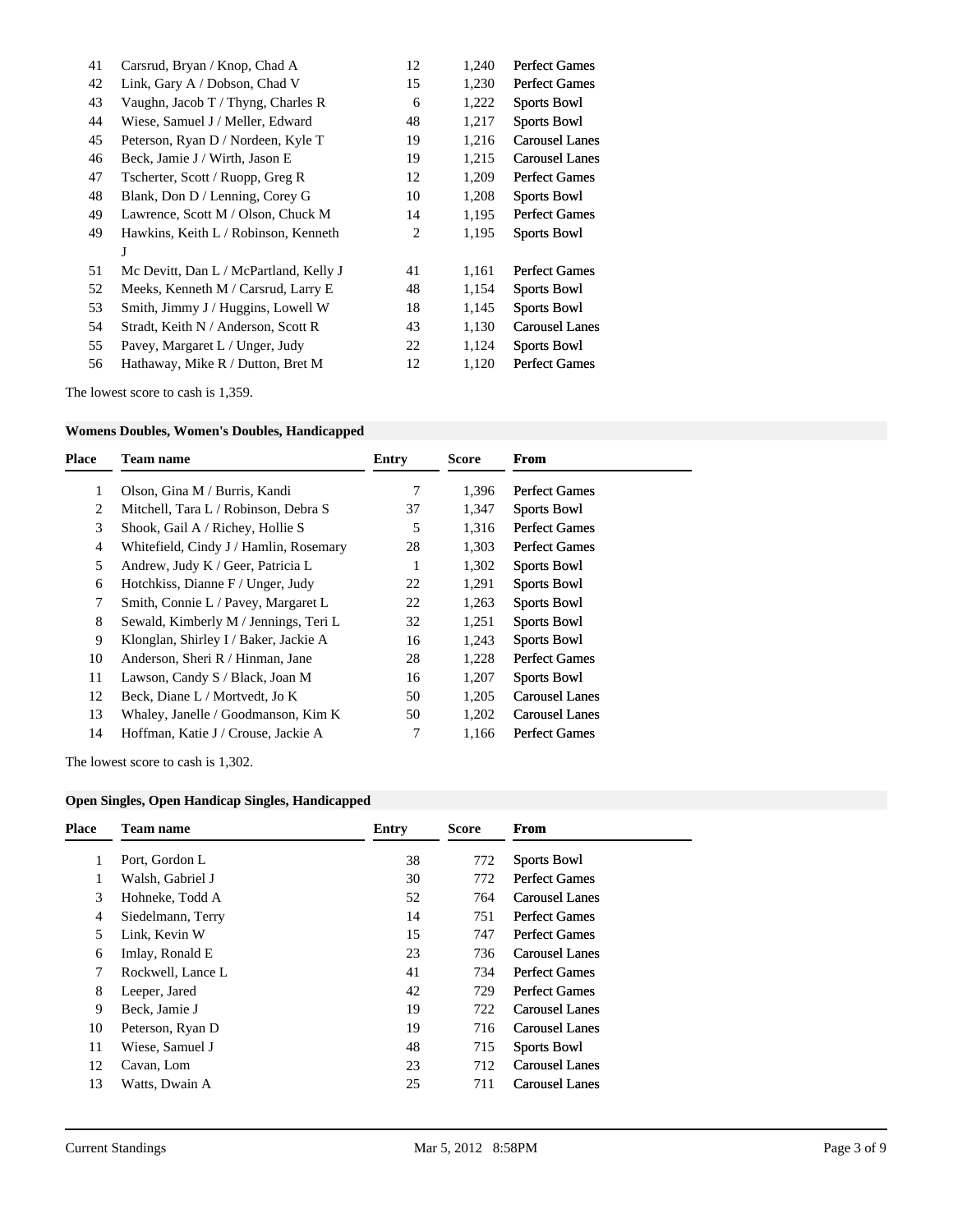| Place | Team name | Entry | Score | From |
|---|---|---|---|---|
| 41 | Carsrud, Bryan / Knop, Chad A | 12 | 1,240 | Perfect Games |
| 42 | Link, Gary A / Dobson, Chad V | 15 | 1,230 | Perfect Games |
| 43 | Vaughn, Jacob T / Thyng, Charles R | 6 | 1,222 | Sports Bowl |
| 44 | Wiese, Samuel J / Meller, Edward | 48 | 1,217 | Sports Bowl |
| 45 | Peterson, Ryan D / Nordeen, Kyle T | 19 | 1,216 | Carousel Lanes |
| 46 | Beck, Jamie J / Wirth, Jason E | 19 | 1,215 | Carousel Lanes |
| 47 | Tscherter, Scott / Ruopp, Greg R | 12 | 1,209 | Perfect Games |
| 48 | Blank, Don D / Lenning, Corey G | 10 | 1,208 | Sports Bowl |
| 49 | Lawrence, Scott M / Olson, Chuck M | 14 | 1,195 | Perfect Games |
| 49 | Hawkins, Keith L / Robinson, Kenneth J | 2 | 1,195 | Sports Bowl |
| 51 | Mc Devitt, Dan L / McPartland, Kelly J | 41 | 1,161 | Perfect Games |
| 52 | Meeks, Kenneth M / Carsrud, Larry E | 48 | 1,154 | Sports Bowl |
| 53 | Smith, Jimmy J / Huggins, Lowell W | 18 | 1,145 | Sports Bowl |
| 54 | Stradt, Keith N / Anderson, Scott R | 43 | 1,130 | Carousel Lanes |
| 55 | Pavey, Margaret L / Unger, Judy | 22 | 1,124 | Sports Bowl |
| 56 | Hathaway, Mike R / Dutton, Bret M | 12 | 1,120 | Perfect Games |

The lowest score to cash is 1,359.

### Womens Doubles, Women's Doubles, Handicapped

| Place | Team name | Entry | Score | From |
|---|---|---|---|---|
| 1 | Olson, Gina M / Burris, Kandi | 7 | 1,396 | Perfect Games |
| 2 | Mitchell, Tara L / Robinson, Debra S | 37 | 1,347 | Sports Bowl |
| 3 | Shook, Gail A / Richey, Hollie S | 5 | 1,316 | Perfect Games |
| 4 | Whitefield, Cindy J / Hamlin, Rosemary | 28 | 1,303 | Perfect Games |
| 5 | Andrew, Judy K / Geer, Patricia L | 1 | 1,302 | Sports Bowl |
| 6 | Hotchkiss, Dianne F / Unger, Judy | 22 | 1,291 | Sports Bowl |
| 7 | Smith, Connie L / Pavey, Margaret L | 22 | 1,263 | Sports Bowl |
| 8 | Sewald, Kimberly M / Jennings, Teri L | 32 | 1,251 | Sports Bowl |
| 9 | Klonglan, Shirley I / Baker, Jackie A | 16 | 1,243 | Sports Bowl |
| 10 | Anderson, Sheri R / Hinman, Jane | 28 | 1,228 | Perfect Games |
| 11 | Lawson, Candy S / Black, Joan M | 16 | 1,207 | Sports Bowl |
| 12 | Beck, Diane L / Mortvedt, Jo K | 50 | 1,205 | Carousel Lanes |
| 13 | Whaley, Janelle / Goodmanson, Kim K | 50 | 1,202 | Carousel Lanes |
| 14 | Hoffman, Katie J / Crouse, Jackie A | 7 | 1,166 | Perfect Games |

The lowest score to cash is 1,302.

### Open Singles, Open Handicap Singles, Handicapped

| Place | Team name | Entry | Score | From |
|---|---|---|---|---|
| 1 | Port, Gordon L | 38 | 772 | Sports Bowl |
| 1 | Walsh, Gabriel J | 30 | 772 | Perfect Games |
| 3 | Hohneke, Todd A | 52 | 764 | Carousel Lanes |
| 4 | Siedelmann, Terry | 14 | 751 | Perfect Games |
| 5 | Link, Kevin W | 15 | 747 | Perfect Games |
| 6 | Imlay, Ronald E | 23 | 736 | Carousel Lanes |
| 7 | Rockwell, Lance L | 41 | 734 | Perfect Games |
| 8 | Leeper, Jared | 42 | 729 | Perfect Games |
| 9 | Beck, Jamie J | 19 | 722 | Carousel Lanes |
| 10 | Peterson, Ryan D | 19 | 716 | Carousel Lanes |
| 11 | Wiese, Samuel J | 48 | 715 | Sports Bowl |
| 12 | Cavan, Lom | 23 | 712 | Carousel Lanes |
| 13 | Watts, Dwain A | 25 | 711 | Carousel Lanes |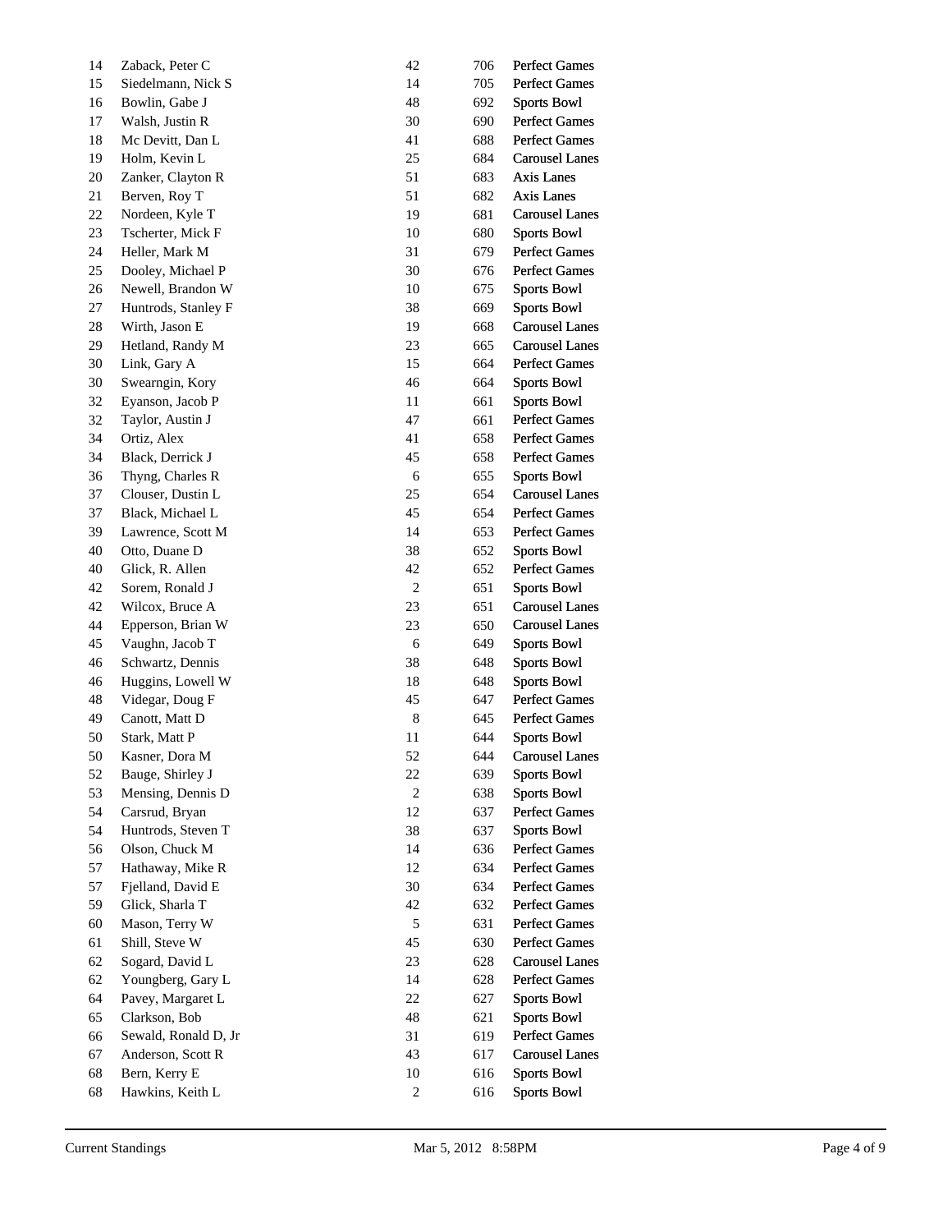| | | | | |
|---|---|---|---|---|
| 14 | Zaback, Peter C | 42 | 706 | Perfect Games |
| 15 | Siedelmann, Nick S | 14 | 705 | Perfect Games |
| 16 | Bowlin, Gabe J | 48 | 692 | Sports Bowl |
| 17 | Walsh, Justin R | 30 | 690 | Perfect Games |
| 18 | Mc Devitt, Dan L | 41 | 688 | Perfect Games |
| 19 | Holm, Kevin L | 25 | 684 | Carousel Lanes |
| 20 | Zanker, Clayton R | 51 | 683 | Axis Lanes |
| 21 | Berven, Roy T | 51 | 682 | Axis Lanes |
| 22 | Nordeen, Kyle T | 19 | 681 | Carousel Lanes |
| 23 | Tscherter, Mick F | 10 | 680 | Sports Bowl |
| 24 | Heller, Mark M | 31 | 679 | Perfect Games |
| 25 | Dooley, Michael P | 30 | 676 | Perfect Games |
| 26 | Newell, Brandon W | 10 | 675 | Sports Bowl |
| 27 | Huntrods, Stanley F | 38 | 669 | Sports Bowl |
| 28 | Wirth, Jason E | 19 | 668 | Carousel Lanes |
| 29 | Hetland, Randy M | 23 | 665 | Carousel Lanes |
| 30 | Link, Gary A | 15 | 664 | Perfect Games |
| 30 | Swearngin, Kory | 46 | 664 | Sports Bowl |
| 32 | Eyanson, Jacob P | 11 | 661 | Sports Bowl |
| 32 | Taylor, Austin J | 47 | 661 | Perfect Games |
| 34 | Ortiz, Alex | 41 | 658 | Perfect Games |
| 34 | Black, Derrick J | 45 | 658 | Perfect Games |
| 36 | Thyng, Charles R | 6 | 655 | Sports Bowl |
| 37 | Clouser, Dustin L | 25 | 654 | Carousel Lanes |
| 37 | Black, Michael L | 45 | 654 | Perfect Games |
| 39 | Lawrence, Scott M | 14 | 653 | Perfect Games |
| 40 | Otto, Duane D | 38 | 652 | Sports Bowl |
| 40 | Glick, R. Allen | 42 | 652 | Perfect Games |
| 42 | Sorem, Ronald J | 2 | 651 | Sports Bowl |
| 42 | Wilcox, Bruce A | 23 | 651 | Carousel Lanes |
| 44 | Epperson, Brian W | 23 | 650 | Carousel Lanes |
| 45 | Vaughn, Jacob T | 6 | 649 | Sports Bowl |
| 46 | Schwartz, Dennis | 38 | 648 | Sports Bowl |
| 46 | Huggins, Lowell W | 18 | 648 | Sports Bowl |
| 48 | Videgar, Doug F | 45 | 647 | Perfect Games |
| 49 | Canott, Matt D | 8 | 645 | Perfect Games |
| 50 | Stark, Matt P | 11 | 644 | Sports Bowl |
| 50 | Kasner, Dora M | 52 | 644 | Carousel Lanes |
| 52 | Bauge, Shirley J | 22 | 639 | Sports Bowl |
| 53 | Mensing, Dennis D | 2 | 638 | Sports Bowl |
| 54 | Carsrud, Bryan | 12 | 637 | Perfect Games |
| 54 | Huntrods, Steven T | 38 | 637 | Sports Bowl |
| 56 | Olson, Chuck M | 14 | 636 | Perfect Games |
| 57 | Hathaway, Mike R | 12 | 634 | Perfect Games |
| 57 | Fjelland, David E | 30 | 634 | Perfect Games |
| 59 | Glick, Sharla T | 42 | 632 | Perfect Games |
| 60 | Mason, Terry W | 5 | 631 | Perfect Games |
| 61 | Shill, Steve W | 45 | 630 | Perfect Games |
| 62 | Sogard, David L | 23 | 628 | Carousel Lanes |
| 62 | Youngberg, Gary L | 14 | 628 | Perfect Games |
| 64 | Pavey, Margaret L | 22 | 627 | Sports Bowl |
| 65 | Clarkson, Bob | 48 | 621 | Sports Bowl |
| 66 | Sewald, Ronald D, Jr | 31 | 619 | Perfect Games |
| 67 | Anderson, Scott R | 43 | 617 | Carousel Lanes |
| 68 | Bern, Kerry E | 10 | 616 | Sports Bowl |
| 68 | Hawkins, Keith L | 2 | 616 | Sports Bowl |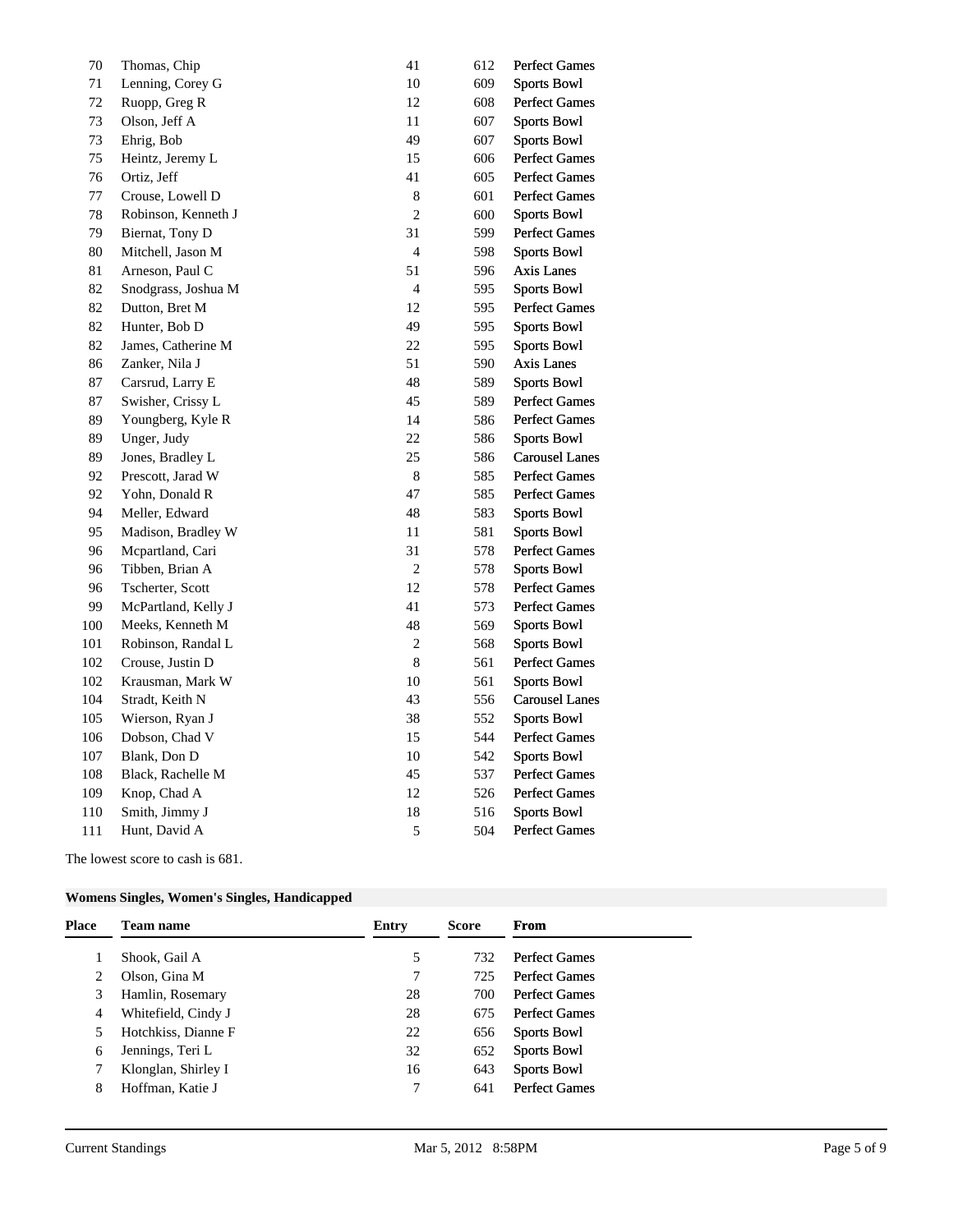| Place | Team name | Entry | Score | From |
|---|---|---|---|---|
| 70 | Thomas, Chip | 41 | 612 | Perfect Games |
| 71 | Lenning, Corey G | 10 | 609 | Sports Bowl |
| 72 | Ruopp, Greg R | 12 | 608 | Perfect Games |
| 73 | Olson, Jeff A | 11 | 607 | Sports Bowl |
| 73 | Ehrig, Bob | 49 | 607 | Sports Bowl |
| 75 | Heintz, Jeremy L | 15 | 606 | Perfect Games |
| 76 | Ortiz, Jeff | 41 | 605 | Perfect Games |
| 77 | Crouse, Lowell D | 8 | 601 | Perfect Games |
| 78 | Robinson, Kenneth J | 2 | 600 | Sports Bowl |
| 79 | Biernat, Tony D | 31 | 599 | Perfect Games |
| 80 | Mitchell, Jason M | 4 | 598 | Sports Bowl |
| 81 | Arneson, Paul C | 51 | 596 | Axis Lanes |
| 82 | Snodgrass, Joshua M | 4 | 595 | Sports Bowl |
| 82 | Dutton, Bret M | 12 | 595 | Perfect Games |
| 82 | Hunter, Bob D | 49 | 595 | Sports Bowl |
| 82 | James, Catherine M | 22 | 595 | Sports Bowl |
| 86 | Zanker, Nila J | 51 | 590 | Axis Lanes |
| 87 | Carsrud, Larry E | 48 | 589 | Sports Bowl |
| 87 | Swisher, Crissy L | 45 | 589 | Perfect Games |
| 89 | Youngberg, Kyle R | 14 | 586 | Perfect Games |
| 89 | Unger, Judy | 22 | 586 | Sports Bowl |
| 89 | Jones, Bradley L | 25 | 586 | Carousel Lanes |
| 92 | Prescott, Jarad W | 8 | 585 | Perfect Games |
| 92 | Yohn, Donald R | 47 | 585 | Perfect Games |
| 94 | Meller, Edward | 48 | 583 | Sports Bowl |
| 95 | Madison, Bradley W | 11 | 581 | Sports Bowl |
| 96 | Mcpartland, Cari | 31 | 578 | Perfect Games |
| 96 | Tibben, Brian A | 2 | 578 | Sports Bowl |
| 96 | Tscherter, Scott | 12 | 578 | Perfect Games |
| 99 | McPartland, Kelly J | 41 | 573 | Perfect Games |
| 100 | Meeks, Kenneth M | 48 | 569 | Sports Bowl |
| 101 | Robinson, Randal L | 2 | 568 | Sports Bowl |
| 102 | Crouse, Justin D | 8 | 561 | Perfect Games |
| 102 | Krausman, Mark W | 10 | 561 | Sports Bowl |
| 104 | Stradt, Keith N | 43 | 556 | Carousel Lanes |
| 105 | Wierson, Ryan J | 38 | 552 | Sports Bowl |
| 106 | Dobson, Chad V | 15 | 544 | Perfect Games |
| 107 | Blank, Don D | 10 | 542 | Sports Bowl |
| 108 | Black, Rachelle M | 45 | 537 | Perfect Games |
| 109 | Knop, Chad A | 12 | 526 | Perfect Games |
| 110 | Smith, Jimmy J | 18 | 516 | Sports Bowl |
| 111 | Hunt, David A | 5 | 504 | Perfect Games |

The lowest score to cash is 681.

### Womens Singles, Women's Singles, Handicapped

| Place | Team name | Entry | Score | From |
|---|---|---|---|---|
| 1 | Shook, Gail A | 5 | 732 | Perfect Games |
| 2 | Olson, Gina M | 7 | 725 | Perfect Games |
| 3 | Hamlin, Rosemary | 28 | 700 | Perfect Games |
| 4 | Whitefield, Cindy J | 28 | 675 | Perfect Games |
| 5 | Hotchkiss, Dianne F | 22 | 656 | Sports Bowl |
| 6 | Jennings, Teri L | 32 | 652 | Sports Bowl |
| 7 | Klonglan, Shirley I | 16 | 643 | Sports Bowl |
| 8 | Hoffman, Katie J | 7 | 641 | Perfect Games |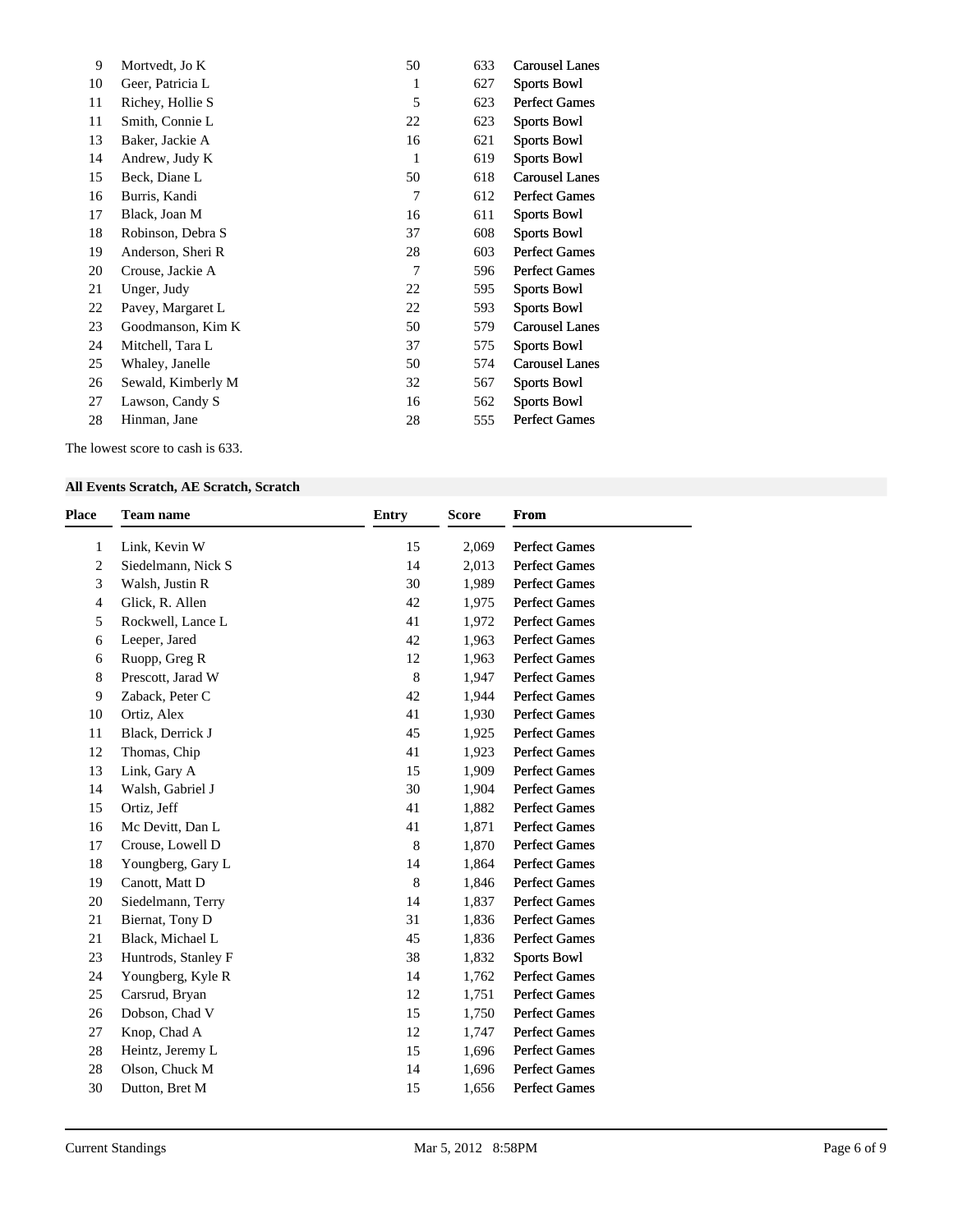| | | | | |
|---|---|---|---|---|
| 9 | Mortvedt, Jo K | 50 | 633 | Carousel Lanes |
| 10 | Geer, Patricia L | 1 | 627 | Sports Bowl |
| 11 | Richey, Hollie S | 5 | 623 | Perfect Games |
| 11 | Smith, Connie L | 22 | 623 | Sports Bowl |
| 13 | Baker, Jackie A | 16 | 621 | Sports Bowl |
| 14 | Andrew, Judy K | 1 | 619 | Sports Bowl |
| 15 | Beck, Diane L | 50 | 618 | Carousel Lanes |
| 16 | Burris, Kandi | 7 | 612 | Perfect Games |
| 17 | Black, Joan M | 16 | 611 | Sports Bowl |
| 18 | Robinson, Debra S | 37 | 608 | Sports Bowl |
| 19 | Anderson, Sheri R | 28 | 603 | Perfect Games |
| 20 | Crouse, Jackie A | 7 | 596 | Perfect Games |
| 21 | Unger, Judy | 22 | 595 | Sports Bowl |
| 22 | Pavey, Margaret L | 22 | 593 | Sports Bowl |
| 23 | Goodmanson, Kim K | 50 | 579 | Carousel Lanes |
| 24 | Mitchell, Tara L | 37 | 575 | Sports Bowl |
| 25 | Whaley, Janelle | 50 | 574 | Carousel Lanes |
| 26 | Sewald, Kimberly M | 32 | 567 | Sports Bowl |
| 27 | Lawson, Candy S | 16 | 562 | Sports Bowl |
| 28 | Hinman, Jane | 28 | 555 | Perfect Games |

The lowest score to cash is 633.

**All Events Scratch, AE Scratch, Scratch**

| Place | Team name | Entry | Score | From |
|---|---|---|---|---|
| 1 | Link, Kevin W | 15 | 2,069 | Perfect Games |
| 2 | Siedelmann, Nick S | 14 | 2,013 | Perfect Games |
| 3 | Walsh, Justin R | 30 | 1,989 | Perfect Games |
| 4 | Glick, R. Allen | 42 | 1,975 | Perfect Games |
| 5 | Rockwell, Lance L | 41 | 1,972 | Perfect Games |
| 6 | Leeper, Jared | 42 | 1,963 | Perfect Games |
| 6 | Ruopp, Greg R | 12 | 1,963 | Perfect Games |
| 8 | Prescott, Jarad W | 8 | 1,947 | Perfect Games |
| 9 | Zaback, Peter C | 42 | 1,944 | Perfect Games |
| 10 | Ortiz, Alex | 41 | 1,930 | Perfect Games |
| 11 | Black, Derrick J | 45 | 1,925 | Perfect Games |
| 12 | Thomas, Chip | 41 | 1,923 | Perfect Games |
| 13 | Link, Gary A | 15 | 1,909 | Perfect Games |
| 14 | Walsh, Gabriel J | 30 | 1,904 | Perfect Games |
| 15 | Ortiz, Jeff | 41 | 1,882 | Perfect Games |
| 16 | Mc Devitt, Dan L | 41 | 1,871 | Perfect Games |
| 17 | Crouse, Lowell D | 8 | 1,870 | Perfect Games |
| 18 | Youngberg, Gary L | 14 | 1,864 | Perfect Games |
| 19 | Canott, Matt D | 8 | 1,846 | Perfect Games |
| 20 | Siedelmann, Terry | 14 | 1,837 | Perfect Games |
| 21 | Biernat, Tony D | 31 | 1,836 | Perfect Games |
| 21 | Black, Michael L | 45 | 1,836 | Perfect Games |
| 23 | Huntrods, Stanley F | 38 | 1,832 | Sports Bowl |
| 24 | Youngberg, Kyle R | 14 | 1,762 | Perfect Games |
| 25 | Carsrud, Bryan | 12 | 1,751 | Perfect Games |
| 26 | Dobson, Chad V | 15 | 1,750 | Perfect Games |
| 27 | Knop, Chad A | 12 | 1,747 | Perfect Games |
| 28 | Heintz, Jeremy L | 15 | 1,696 | Perfect Games |
| 28 | Olson, Chuck M | 14 | 1,696 | Perfect Games |
| 30 | Dutton, Bret M | 15 | 1,656 | Perfect Games |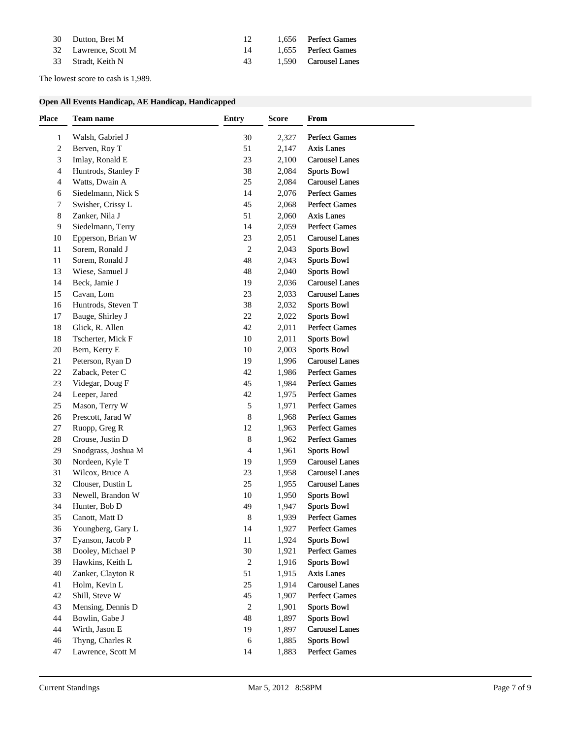| Place | Team name | Entry | Score | From |
|---|---|---|---|---|
| 30 | Dutton, Bret M | 12 | 1,656 | Perfect Games |
| 32 | Lawrence, Scott M | 14 | 1,655 | Perfect Games |
| 33 | Stradt, Keith N | 43 | 1,590 | Carousel Lanes |

The lowest score to cash is 1,989.

### Open All Events Handicap, AE Handicap, Handicapped

| Place | Team name | Entry | Score | From |
|---|---|---|---|---|
| 1 | Walsh, Gabriel J | 30 | 2,327 | Perfect Games |
| 2 | Berven, Roy T | 51 | 2,147 | Axis Lanes |
| 3 | Imlay, Ronald E | 23 | 2,100 | Carousel Lanes |
| 4 | Huntrods, Stanley F | 38 | 2,084 | Sports Bowl |
| 4 | Watts, Dwain A | 25 | 2,084 | Carousel Lanes |
| 6 | Siedelmann, Nick S | 14 | 2,076 | Perfect Games |
| 7 | Swisher, Crissy L | 45 | 2,068 | Perfect Games |
| 8 | Zanker, Nila J | 51 | 2,060 | Axis Lanes |
| 9 | Siedelmann, Terry | 14 | 2,059 | Perfect Games |
| 10 | Epperson, Brian W | 23 | 2,051 | Carousel Lanes |
| 11 | Sorem, Ronald J | 2 | 2,043 | Sports Bowl |
| 11 | Sorem, Ronald J | 48 | 2,043 | Sports Bowl |
| 13 | Wiese, Samuel J | 48 | 2,040 | Sports Bowl |
| 14 | Beck, Jamie J | 19 | 2,036 | Carousel Lanes |
| 15 | Cavan, Lom | 23 | 2,033 | Carousel Lanes |
| 16 | Huntrods, Steven T | 38 | 2,032 | Sports Bowl |
| 17 | Bauge, Shirley J | 22 | 2,022 | Sports Bowl |
| 18 | Glick, R. Allen | 42 | 2,011 | Perfect Games |
| 18 | Tscherter, Mick F | 10 | 2,011 | Sports Bowl |
| 20 | Bern, Kerry E | 10 | 2,003 | Sports Bowl |
| 21 | Peterson, Ryan D | 19 | 1,996 | Carousel Lanes |
| 22 | Zaback, Peter C | 42 | 1,986 | Perfect Games |
| 23 | Videgar, Doug F | 45 | 1,984 | Perfect Games |
| 24 | Leeper, Jared | 42 | 1,975 | Perfect Games |
| 25 | Mason, Terry W | 5 | 1,971 | Perfect Games |
| 26 | Prescott, Jarad W | 8 | 1,968 | Perfect Games |
| 27 | Ruopp, Greg R | 12 | 1,963 | Perfect Games |
| 28 | Crouse, Justin D | 8 | 1,962 | Perfect Games |
| 29 | Snodgrass, Joshua M | 4 | 1,961 | Sports Bowl |
| 30 | Nordeen, Kyle T | 19 | 1,959 | Carousel Lanes |
| 31 | Wilcox, Bruce A | 23 | 1,958 | Carousel Lanes |
| 32 | Clouser, Dustin L | 25 | 1,955 | Carousel Lanes |
| 33 | Newell, Brandon W | 10 | 1,950 | Sports Bowl |
| 34 | Hunter, Bob D | 49 | 1,947 | Sports Bowl |
| 35 | Canott, Matt D | 8 | 1,939 | Perfect Games |
| 36 | Youngberg, Gary L | 14 | 1,927 | Perfect Games |
| 37 | Eyanson, Jacob P | 11 | 1,924 | Sports Bowl |
| 38 | Dooley, Michael P | 30 | 1,921 | Perfect Games |
| 39 | Hawkins, Keith L | 2 | 1,916 | Sports Bowl |
| 40 | Zanker, Clayton R | 51 | 1,915 | Axis Lanes |
| 41 | Holm, Kevin L | 25 | 1,914 | Carousel Lanes |
| 42 | Shill, Steve W | 45 | 1,907 | Perfect Games |
| 43 | Mensing, Dennis D | 2 | 1,901 | Sports Bowl |
| 44 | Bowlin, Gabe J | 48 | 1,897 | Sports Bowl |
| 44 | Wirth, Jason E | 19 | 1,897 | Carousel Lanes |
| 46 | Thyng, Charles R | 6 | 1,885 | Sports Bowl |
| 47 | Lawrence, Scott M | 14 | 1,883 | Perfect Games |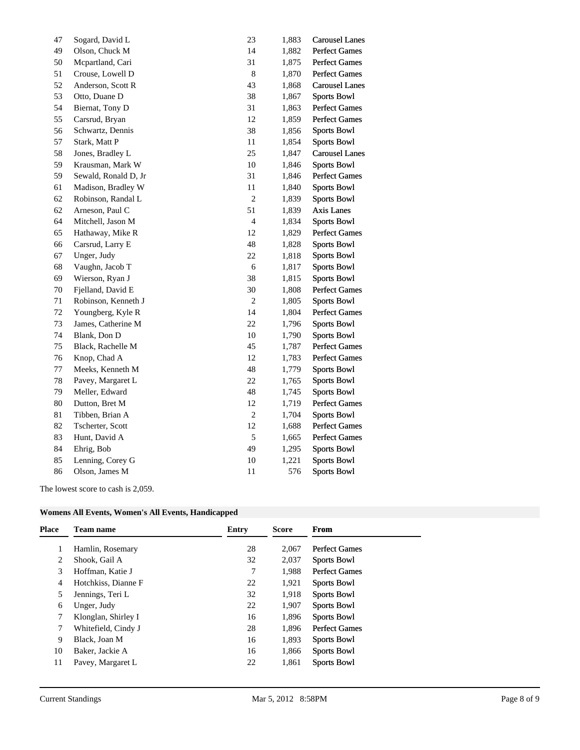| Place | Team name | Entry | Score | From |
|---|---|---|---|---|
| 47 | Sogard, David L | 23 | 1,883 | Carousel Lanes |
| 49 | Olson, Chuck M | 14 | 1,882 | Perfect Games |
| 50 | Mcpartland, Cari | 31 | 1,875 | Perfect Games |
| 51 | Crouse, Lowell D | 8 | 1,870 | Perfect Games |
| 52 | Anderson, Scott R | 43 | 1,868 | Carousel Lanes |
| 53 | Otto, Duane D | 38 | 1,867 | Sports Bowl |
| 54 | Biernat, Tony D | 31 | 1,863 | Perfect Games |
| 55 | Carsrud, Bryan | 12 | 1,859 | Perfect Games |
| 56 | Schwartz, Dennis | 38 | 1,856 | Sports Bowl |
| 57 | Stark, Matt P | 11 | 1,854 | Sports Bowl |
| 58 | Jones, Bradley L | 25 | 1,847 | Carousel Lanes |
| 59 | Krausman, Mark W | 10 | 1,846 | Sports Bowl |
| 59 | Sewald, Ronald D, Jr | 31 | 1,846 | Perfect Games |
| 61 | Madison, Bradley W | 11 | 1,840 | Sports Bowl |
| 62 | Robinson, Randal L | 2 | 1,839 | Sports Bowl |
| 62 | Arneson, Paul C | 51 | 1,839 | Axis Lanes |
| 64 | Mitchell, Jason M | 4 | 1,834 | Sports Bowl |
| 65 | Hathaway, Mike R | 12 | 1,829 | Perfect Games |
| 66 | Carsrud, Larry E | 48 | 1,828 | Sports Bowl |
| 67 | Unger, Judy | 22 | 1,818 | Sports Bowl |
| 68 | Vaughn, Jacob T | 6 | 1,817 | Sports Bowl |
| 69 | Wierson, Ryan J | 38 | 1,815 | Sports Bowl |
| 70 | Fjelland, David E | 30 | 1,808 | Perfect Games |
| 71 | Robinson, Kenneth J | 2 | 1,805 | Sports Bowl |
| 72 | Youngberg, Kyle R | 14 | 1,804 | Perfect Games |
| 73 | James, Catherine M | 22 | 1,796 | Sports Bowl |
| 74 | Blank, Don D | 10 | 1,790 | Sports Bowl |
| 75 | Black, Rachelle M | 45 | 1,787 | Perfect Games |
| 76 | Knop, Chad A | 12 | 1,783 | Perfect Games |
| 77 | Meeks, Kenneth M | 48 | 1,779 | Sports Bowl |
| 78 | Pavey, Margaret L | 22 | 1,765 | Sports Bowl |
| 79 | Meller, Edward | 48 | 1,745 | Sports Bowl |
| 80 | Dutton, Bret M | 12 | 1,719 | Perfect Games |
| 81 | Tibben, Brian A | 2 | 1,704 | Sports Bowl |
| 82 | Tscherter, Scott | 12 | 1,688 | Perfect Games |
| 83 | Hunt, David A | 5 | 1,665 | Perfect Games |
| 84 | Ehrig, Bob | 49 | 1,295 | Sports Bowl |
| 85 | Lenning, Corey G | 10 | 1,221 | Sports Bowl |
| 86 | Olson, James M | 11 | 576 | Sports Bowl |

The lowest score to cash is 2,059.

**Womens All Events, Women's All Events, Handicapped**

| Place | Team name | Entry | Score | From |
|---|---|---|---|---|
| 1 | Hamlin, Rosemary | 28 | 2,067 | Perfect Games |
| 2 | Shook, Gail A | 32 | 2,037 | Sports Bowl |
| 3 | Hoffman, Katie J | 7 | 1,988 | Perfect Games |
| 4 | Hotchkiss, Dianne F | 22 | 1,921 | Sports Bowl |
| 5 | Jennings, Teri L | 32 | 1,918 | Sports Bowl |
| 6 | Unger, Judy | 22 | 1,907 | Sports Bowl |
| 7 | Klonglan, Shirley I | 16 | 1,896 | Sports Bowl |
| 7 | Whitefield, Cindy J | 28 | 1,896 | Perfect Games |
| 9 | Black, Joan M | 16 | 1,893 | Sports Bowl |
| 10 | Baker, Jackie A | 16 | 1,866 | Sports Bowl |
| 11 | Pavey, Margaret L | 22 | 1,861 | Sports Bowl |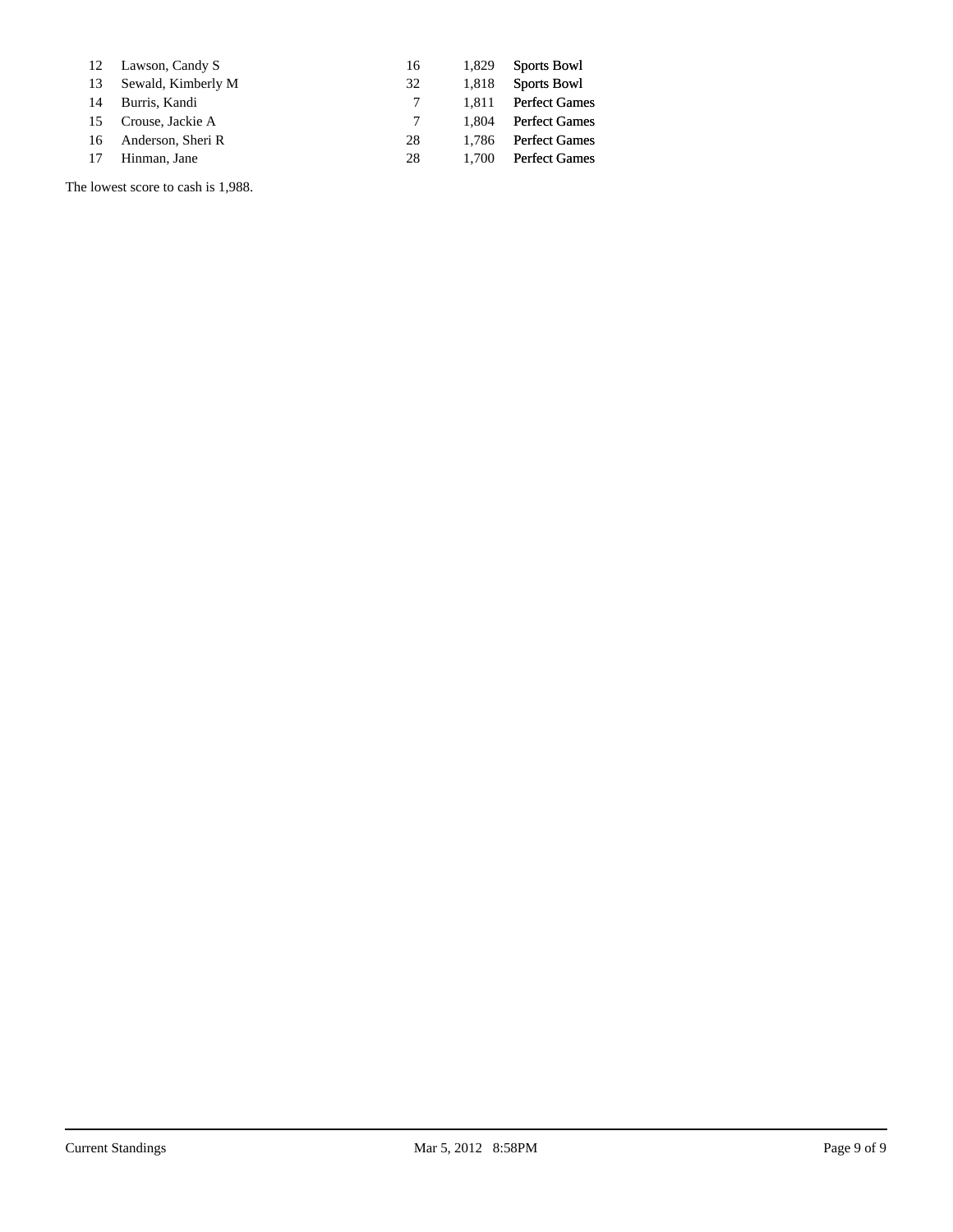| | | | | |
|---|---|---|---|---|
| 12 | Lawson, Candy S | 16 | 1,829 | Sports Bowl |
| 13 | Sewald, Kimberly M | 32 | 1,818 | Sports Bowl |
| 14 | Burris, Kandi | 7 | 1,811 | Perfect Games |
| 15 | Crouse, Jackie A | 7 | 1,804 | Perfect Games |
| 16 | Anderson, Sheri R | 28 | 1,786 | Perfect Games |
| 17 | Hinman, Jane | 28 | 1,700 | Perfect Games |

The lowest score to cash is 1,988.